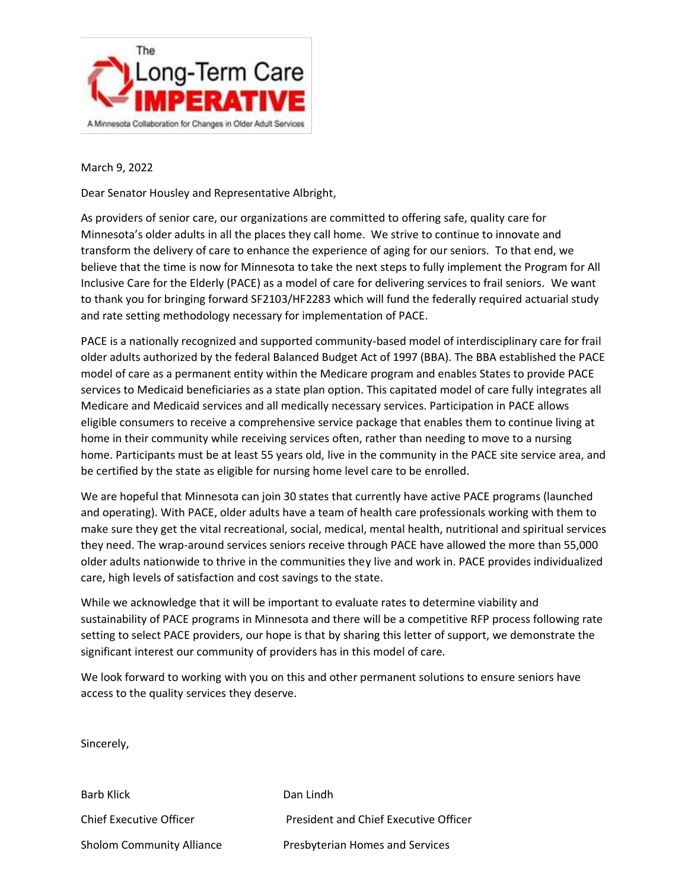The Long-Term Care IMPERATIVE

A Minnesota Collaboration for Changes in Older Adult Services

March 9, 2022

Dear Senator Housley and Representative Albright,

As providers of senior care, our organizations are committed to offering safe, quality care for Minnesota's older adults in all the places they call home. We strive to continue to innovate and transform the delivery of care to enhance the experience of aging for our seniors. To that end, we believe that the time is now for Minnesota to take the next steps to fully implement the Program for All Inclusive Care for the Elderly (PACE) as a model of care for delivering services to frail seniors. We want to thank you for bringing forward SF2103/HF2283 which will fund the federally required actuarial study and rate setting methodology necessary for implementation of PACE.

PACE is a nationally recognized and supported community-based model of interdisciplinary care for frail older adults authorized by the federal Balanced Budget Act of 1997 (BBA). The BBA established the PACE model of care as a permanent entity within the Medicare program and enables States to provide PACE services to Medicaid beneficiaries as a state plan option. This capitated model of care fully integrates all Medicare and Medicaid services and all medically necessary services. Participation in PACE allows eligible consumers to receive a comprehensive service package that enables them to continue living at home in their community while receiving services often, rather than needing to move to a nursing home. Participants must be at least 55 years old, live in the community in the PACE site service area, and be certified by the state as eligible for nursing home level care to be enrolled.

We are hopeful that Minnesota can join 30 states that currently have active PACE programs (launched and operating). With PACE, older adults have a team of health care professionals working with them to make sure they get the vital recreational, social, medical, mental health, nutritional and spiritual services they need. The wrap-around services seniors receive through PACE have allowed the more than 55,000 older adults nationwide to thrive in the communities they live and work in. PACE provides individualized care, high levels of satisfaction and cost savings to the state.

While we acknowledge that it will be important to evaluate rates to determine viability and sustainability of PACE programs in Minnesota and there will be a competitive RFP process following rate setting to select PACE providers, our hope is that by sharing this letter of support, we demonstrate the significant interest our community of providers has in this model of care.

We look forward to working with you on this and other permanent solutions to ensure seniors have access to the quality services they deserve.

Sincerely,

| | |
|---|---|
| Barb Klick | Dan Lindh |
| Chief Executive Officer | President and Chief Executive Officer |
| Sholom Community Alliance | Presbyterian Homes and Services |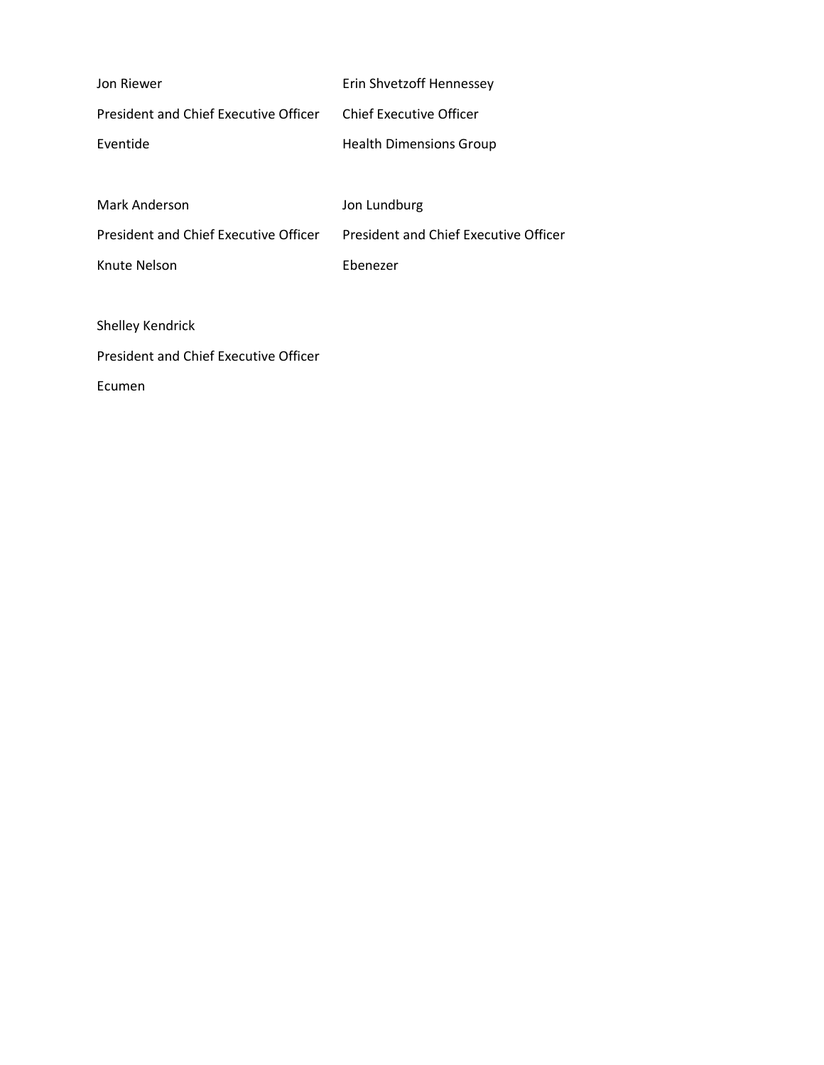Jon Riewer
President and Chief Executive Officer
Eventide

Erin Shvetzoff Hennessey
Chief Executive Officer
Health Dimensions Group

Mark Anderson
President and Chief Executive Officer
Knute Nelson

Jon Lundburg
President and Chief Executive Officer
Ebenezer

Shelley Kendrick
President and Chief Executive Officer
Ecumen